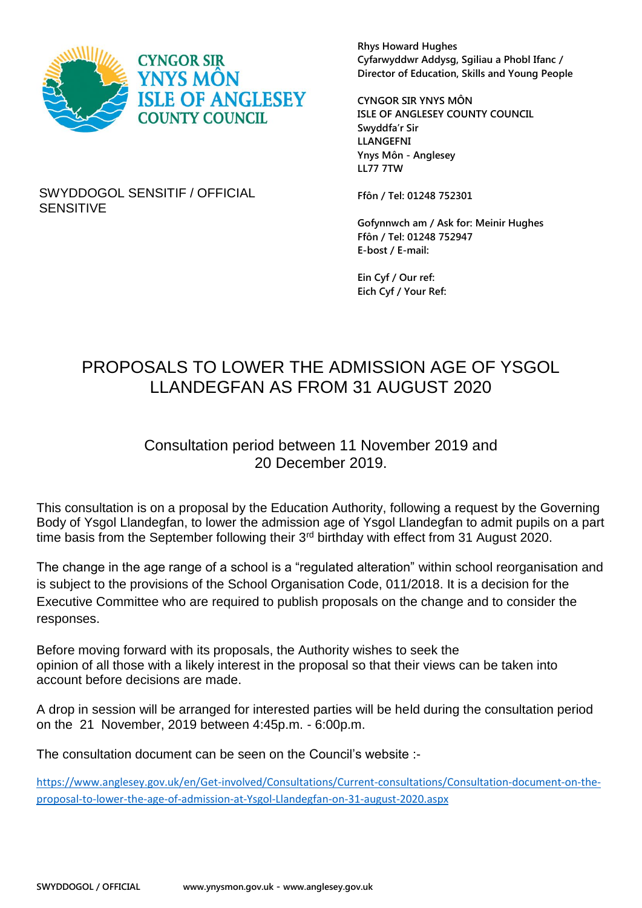CYNGOR SIR YNYS MÔN
ISLE OF ANGLESEY COUNTY COUNCIL

**Rhys Howard Hughes**
**Cyfarwyddwr Addysg, Sgiliau a Phobl Ifanc / Director of Education, Skills and Young People**

**CYNGOR SIR YNYS MÔN**
**ISLE OF ANGLESEY COUNTY COUNCIL**
**Swyddfa'r Sir**
**LLANGEFNI**
**Ynys Môn - Anglesey**
**LL77 7TW**

**Ffôn / Tel: 01248 752301**

**Gofynnwch am / Ask for: Meinir Hughes**
**Ffôn / Tel: 01248 752947**
**E-bost / E-mail:**

**Ein Cyf / Our ref:**
**Eich Cyf / Your Ref:**

SWYDDOGOL SENSITIF / OFFICIAL SENSITIVE

# PROPOSALS TO LOWER THE ADMISSION AGE OF YSGOL LLANDEGFAN AS FROM 31 AUGUST 2020

## Consultation period between 11 November 2019 and 20 December 2019.

This consultation is on a proposal by the Education Authority, following a request by the Governing Body of Ysgol Llandegfan, to lower the admission age of Ysgol Llandegfan to admit pupils on a part time basis from the September following their 3rd birthday with effect from 31 August 2020.

The change in the age range of a school is a "regulated alteration" within school reorganisation and is subject to the provisions of the School Organisation Code, 011/2018. It is a decision for the Executive Committee who are required to publish proposals on the change and to consider the responses.

Before moving forward with its proposals, the Authority wishes to seek the opinion of all those with a likely interest in the proposal so that their views can be taken into account before decisions are made.

A drop in session will be arranged for interested parties will be held during the consultation period on the 21 November, 2019 between 4:45p.m. - 6:00p.m.

The consultation document can be seen on the Council's website :-

https://www.anglesey.gov.uk/en/Get-involved/Consultations/Current-consultations/Consultation-document-on-the-proposal-to-lower-the-age-of-admission-at-Ysgol-Llandegfan-on-31-august-2020.aspx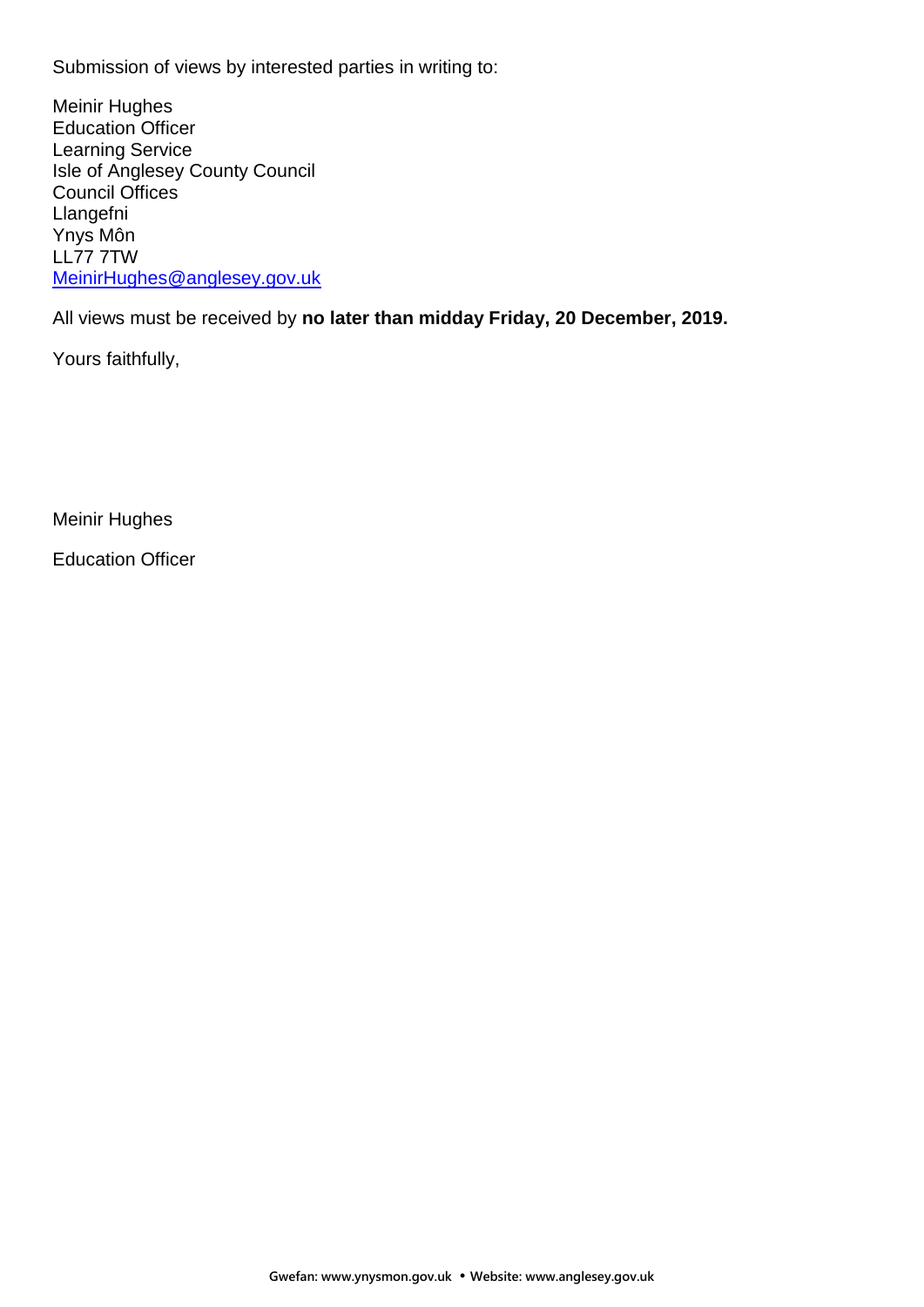Submission of views by interested parties in writing to:

Meinir Hughes
Education Officer
Learning Service
Isle of Anglesey County Council
Council Offices
Llangefni
Ynys Môn
LL77 7TW
MeinirHughes@anglesey.gov.uk

All views must be received by **no later than midday Friday, 20 December, 2019.**

Yours faithfully,

Meinir Hughes

Education Officer